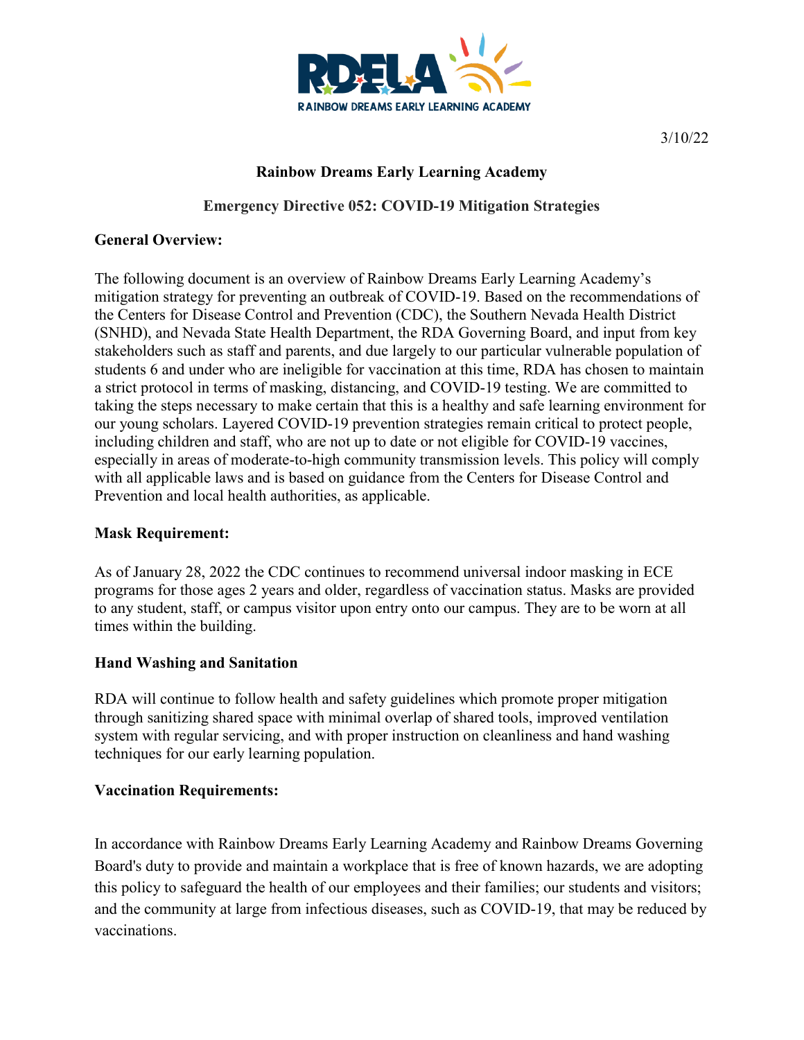RDELA

RAINBOW DREAMS EARLY LEARNING ACADEMY

3/10/22

**Rainbow Dreams Early Learning Academy**

**Emergency Directive 052: COVID-19 Mitigation Strategies**

**General Overview:**

The following document is an overview of Rainbow Dreams Early Learning Academy's mitigation strategy for preventing an outbreak of COVID-19. Based on the recommendations of the Centers for Disease Control and Prevention (CDC), the Southern Nevada Health District (SNHD), and Nevada State Health Department, the RDA Governing Board, and input from key stakeholders such as staff and parents, and due largely to our particular vulnerable population of students 6 and under who are ineligible for vaccination at this time, RDA has chosen to maintain a strict protocol in terms of masking, distancing, and COVID-19 testing. We are committed to taking the steps necessary to make certain that this is a healthy and safe learning environment for our young scholars. Layered COVID-19 prevention strategies remain critical to protect people, including children and staff, who are not up to date or not eligible for COVID-19 vaccines, especially in areas of moderate-to-high community transmission levels. This policy will comply with all applicable laws and is based on guidance from the Centers for Disease Control and Prevention and local health authorities, as applicable.

**Mask Requirement:**

As of January 28, 2022 the CDC continues to recommend universal indoor masking in ECE programs for those ages 2 years and older, regardless of vaccination status. Masks are provided to any student, staff, or campus visitor upon entry onto our campus. They are to be worn at all times within the building.

**Hand Washing and Sanitation**

RDA will continue to follow health and safety guidelines which promote proper mitigation through sanitizing shared space with minimal overlap of shared tools, improved ventilation system with regular servicing, and with proper instruction on cleanliness and hand washing techniques for our early learning population.

**Vaccination Requirements:**

In accordance with Rainbow Dreams Early Learning Academy and Rainbow Dreams Governing Board's duty to provide and maintain a workplace that is free of known hazards, we are adopting this policy to safeguard the health of our employees and their families; our students and visitors; and the community at large from infectious diseases, such as COVID-19, that may be reduced by vaccinations.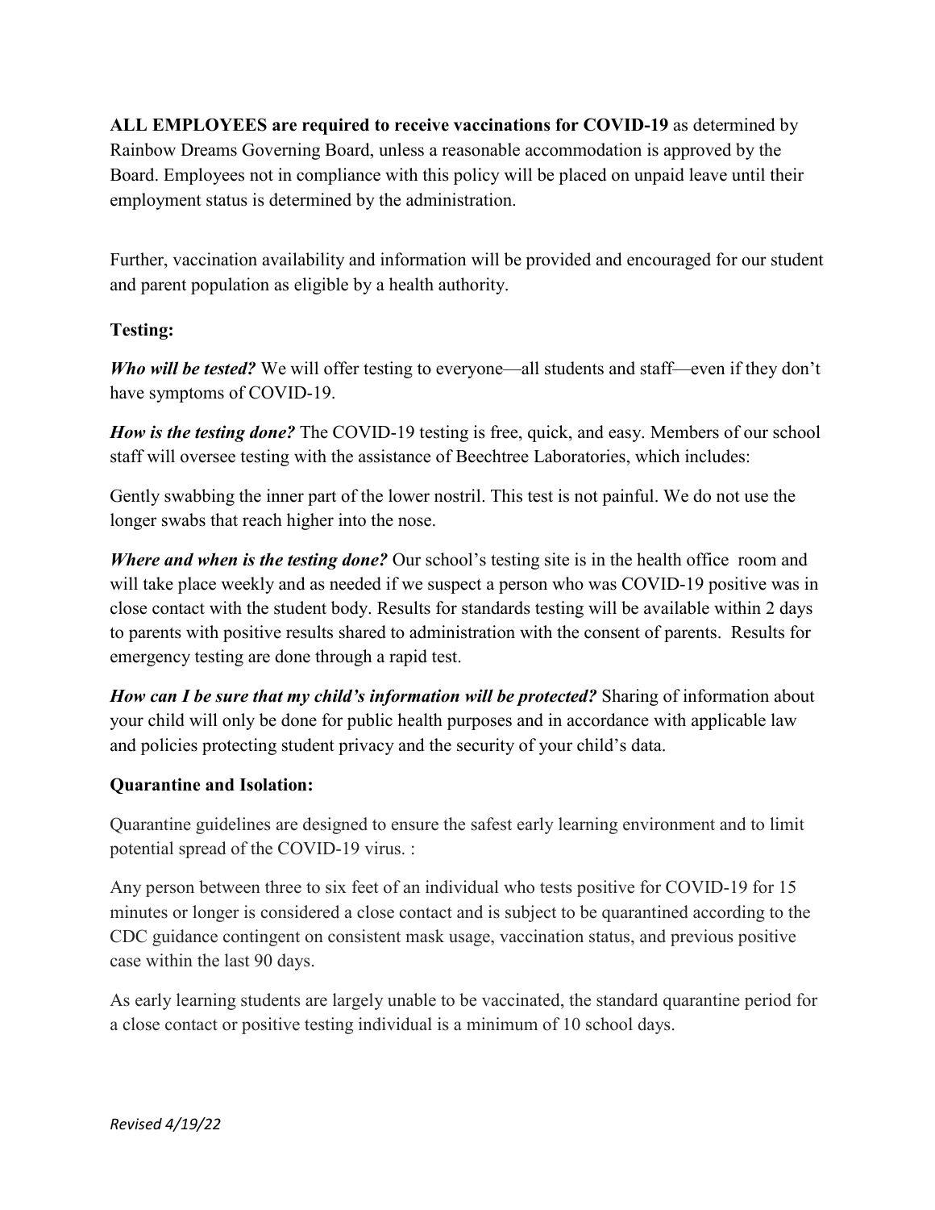**ALL EMPLOYEES are required to receive vaccinations for COVID-19** as determined by Rainbow Dreams Governing Board, unless a reasonable accommodation is approved by the Board. Employees not in compliance with this policy will be placed on unpaid leave until their employment status is determined by the administration.

Further, vaccination availability and information will be provided and encouraged for our student and parent population as eligible by a health authority.

### Testing:

***Who will be tested?*** We will offer testing to everyone—all students and staff—even if they don't have symptoms of COVID-19.

***How is the testing done?*** The COVID-19 testing is free, quick, and easy. Members of our school staff will oversee testing with the assistance of Beechtree Laboratories, which includes:

Gently swabbing the inner part of the lower nostril. This test is not painful. We do not use the longer swabs that reach higher into the nose.

***Where and when is the testing done?*** Our school's testing site is in the health office room and will take place weekly and as needed if we suspect a person who was COVID-19 positive was in close contact with the student body. Results for standards testing will be available within 2 days to parents with positive results shared to administration with the consent of parents. Results for emergency testing are done through a rapid test.

***How can I be sure that my child's information will be protected?*** Sharing of information about your child will only be done for public health purposes and in accordance with applicable law and policies protecting student privacy and the security of your child's data.

### Quarantine and Isolation:

Quarantine guidelines are designed to ensure the safest early learning environment and to limit potential spread of the COVID-19 virus. :

Any person between three to six feet of an individual who tests positive for COVID-19 for 15 minutes or longer is considered a close contact and is subject to be quarantined according to the CDC guidance contingent on consistent mask usage, vaccination status, and previous positive case within the last 90 days.

As early learning students are largely unable to be vaccinated, the standard quarantine period for a close contact or positive testing individual is a minimum of 10 school days.

*Revised 4/19/22*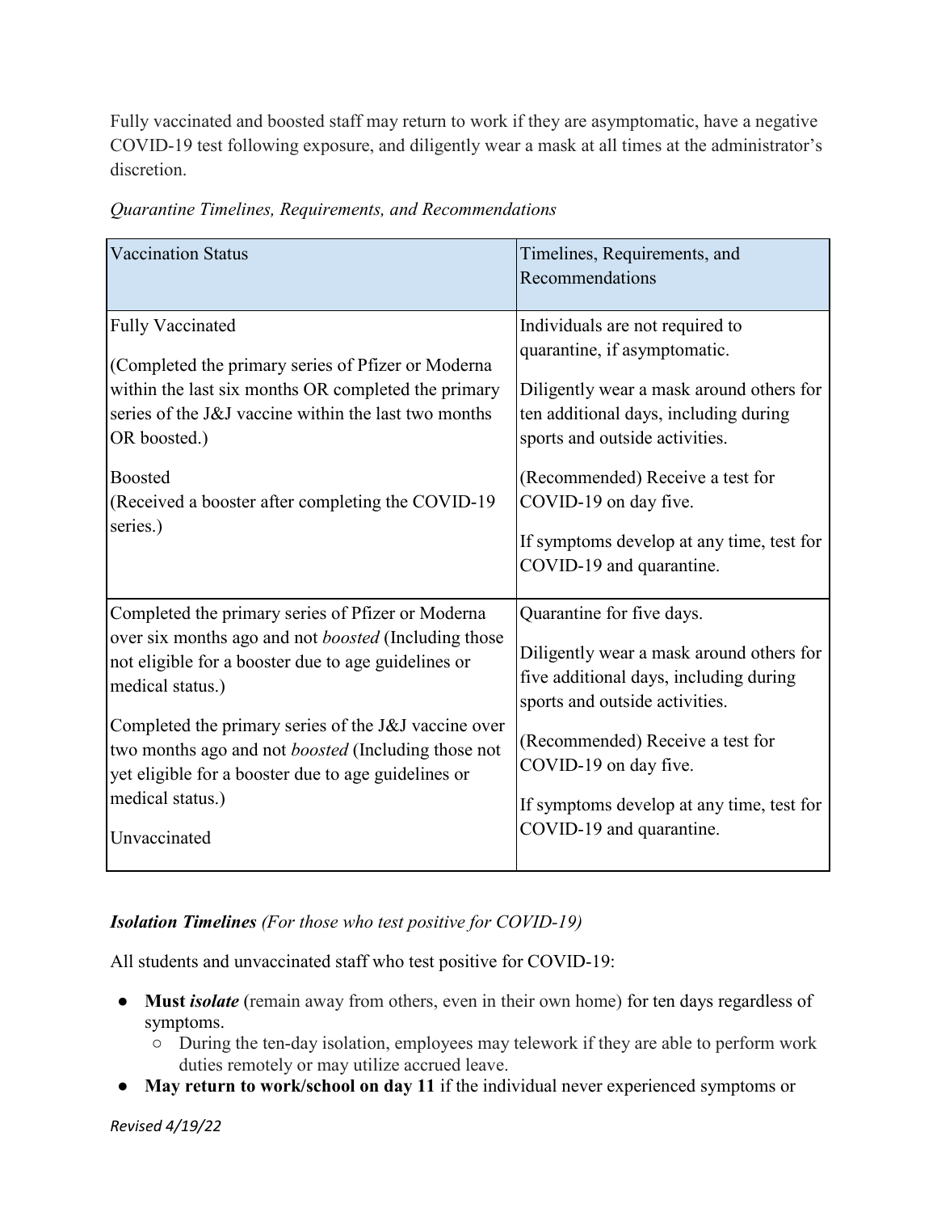Fully vaccinated and boosted staff may return to work if they are asymptomatic, have a negative COVID-19 test following exposure, and diligently wear a mask at all times at the administrator's discretion.

*Quarantine Timelines, Requirements, and Recommendations*

| Vaccination Status | Timelines, Requirements, and Recommendations |
|---|---|
| Fully Vaccinated<br><br>(Completed the primary series of Pfizer or Moderna within the last six months OR completed the primary series of the J&J vaccine within the last two months OR boosted.)<br><br>Boosted<br>(Received a booster after completing the COVID-19 series.) | Individuals are not required to quarantine, if asymptomatic.<br><br>Diligently wear a mask around others for ten additional days, including during sports and outside activities.<br><br>(Recommended) Receive a test for COVID-19 on day five.<br><br>If symptoms develop at any time, test for COVID-19 and quarantine. |
| Completed the primary series of Pfizer or Moderna over six months ago and not *boosted* (Including those not eligible for a booster due to age guidelines or medical status.)<br><br>Completed the primary series of the J&J vaccine over two months ago and not *boosted* (Including those not yet eligible for a booster due to age guidelines or medical status.)<br><br>Unvaccinated | Quarantine for five days.<br><br>Diligently wear a mask around others for five additional days, including during sports and outside activities.<br><br>(Recommended) Receive a test for COVID-19 on day five.<br><br>If symptoms develop at any time, test for COVID-19 and quarantine. |

***Isolation Timelines*** *(For those who test positive for COVID-19)*

All students and unvaccinated staff who test positive for COVID-19:

- **Must *isolate*** (remain away from others, even in their own home) for ten days regardless of symptoms.
  - During the ten-day isolation, employees may telework if they are able to perform work duties remotely or may utilize accrued leave.
- **May return to work/school on day 11** if the individual never experienced symptoms or

*Revised 4/19/22*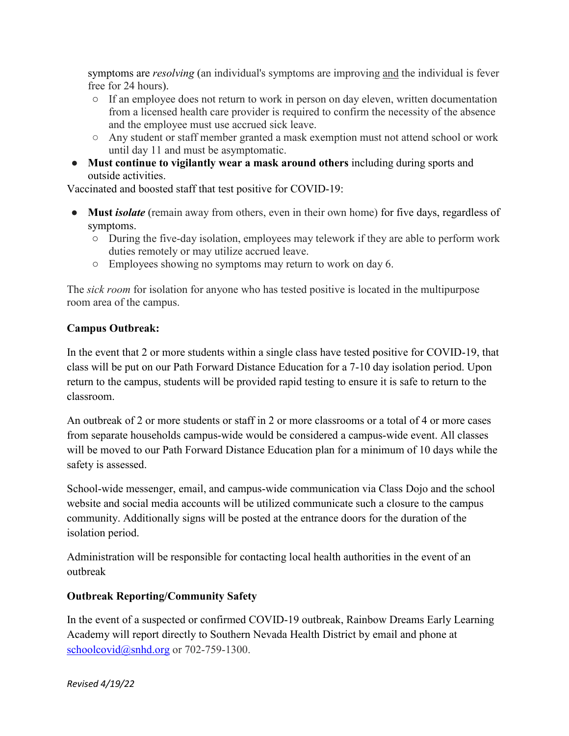symptoms are *resolving* (an individual's symptoms are improving and the individual is fever free for 24 hours).
  - If an employee does not return to work in person on day eleven, written documentation from a licensed health care provider is required to confirm the necessity of the absence and the employee must use accrued sick leave.
  - Any student or staff member granted a mask exemption must not attend school or work until day 11 and must be asymptomatic.
- **Must continue to vigilantly wear a mask around others** including during sports and outside activities.

Vaccinated and boosted staff that test positive for COVID-19:

- **Must *isolate*** (remain away from others, even in their own home) for five days, regardless of symptoms.
  - During the five-day isolation, employees may telework if they are able to perform work duties remotely or may utilize accrued leave.
  - Employees showing no symptoms may return to work on day 6.

The *sick room* for isolation for anyone who has tested positive is located in the multipurpose room area of the campus.

**Campus Outbreak:**

In the event that 2 or more students within a single class have tested positive for COVID-19, that class will be put on our Path Forward Distance Education for a 7-10 day isolation period. Upon return to the campus, students will be provided rapid testing to ensure it is safe to return to the classroom.

An outbreak of 2 or more students or staff in 2 or more classrooms or a total of 4 or more cases from separate households campus-wide would be considered a campus-wide event. All classes will be moved to our Path Forward Distance Education plan for a minimum of 10 days while the safety is assessed.

School-wide messenger, email, and campus-wide communication via Class Dojo and the school website and social media accounts will be utilized communicate such a closure to the campus community. Additionally signs will be posted at the entrance doors for the duration of the isolation period.

Administration will be responsible for contacting local health authorities in the event of an outbreak

**Outbreak Reporting/Community Safety**

In the event of a suspected or confirmed COVID-19 outbreak, Rainbow Dreams Early Learning Academy will report directly to Southern Nevada Health District by email and phone at schoolcovid@snhd.org or 702-759-1300.

*Revised 4/19/22*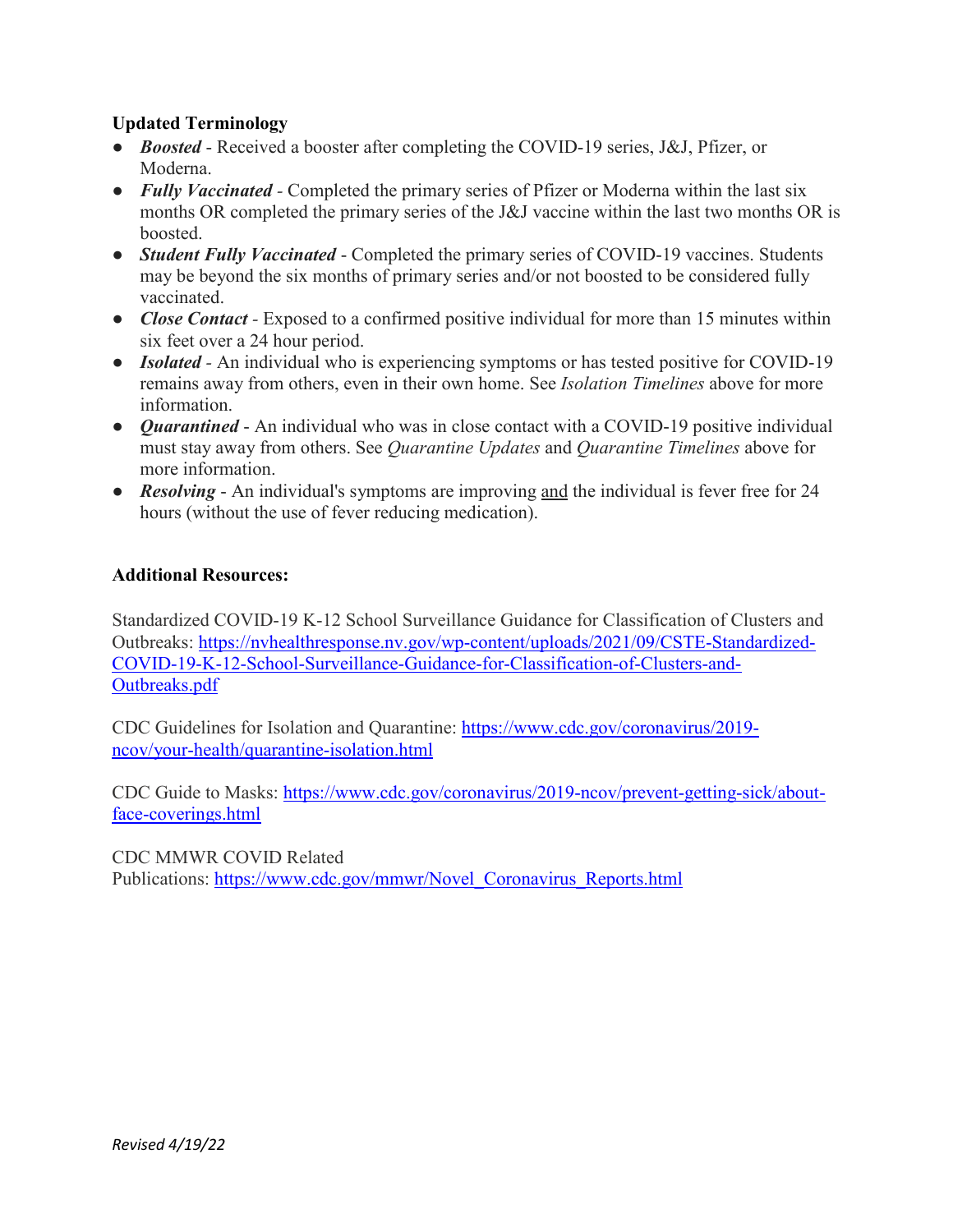**Updated Terminology**

- ***Boosted*** - Received a booster after completing the COVID-19 series, J&J, Pfizer, or Moderna.
- ***Fully Vaccinated*** - Completed the primary series of Pfizer or Moderna within the last six months OR completed the primary series of the J&J vaccine within the last two months OR is boosted.
- ***Student Fully Vaccinated*** - Completed the primary series of COVID-19 vaccines. Students may be beyond the six months of primary series and/or not boosted to be considered fully vaccinated.
- ***Close Contact*** - Exposed to a confirmed positive individual for more than 15 minutes within six feet over a 24 hour period.
- ***Isolated*** - An individual who is experiencing symptoms or has tested positive for COVID-19 remains away from others, even in their own home. See *Isolation Timelines* above for more information.
- ***Quarantined*** - An individual who was in close contact with a COVID-19 positive individual must stay away from others. See *Quarantine Updates* and *Quarantine Timelines* above for more information.
- ***Resolving*** - An individual's symptoms are improving and the individual is fever free for 24 hours (without the use of fever reducing medication).

**Additional Resources:**

Standardized COVID-19 K-12 School Surveillance Guidance for Classification of Clusters and Outbreaks: https://nvhealthresponse.nv.gov/wp-content/uploads/2021/09/CSTE-Standardized-COVID-19-K-12-School-Surveillance-Guidance-for-Classification-of-Clusters-and-Outbreaks.pdf

CDC Guidelines for Isolation and Quarantine: https://www.cdc.gov/coronavirus/2019-ncov/your-health/quarantine-isolation.html

CDC Guide to Masks: https://www.cdc.gov/coronavirus/2019-ncov/prevent-getting-sick/about-face-coverings.html

CDC MMWR COVID Related Publications: https://www.cdc.gov/mmwr/Novel_Coronavirus_Reports.html

*Revised 4/19/22*